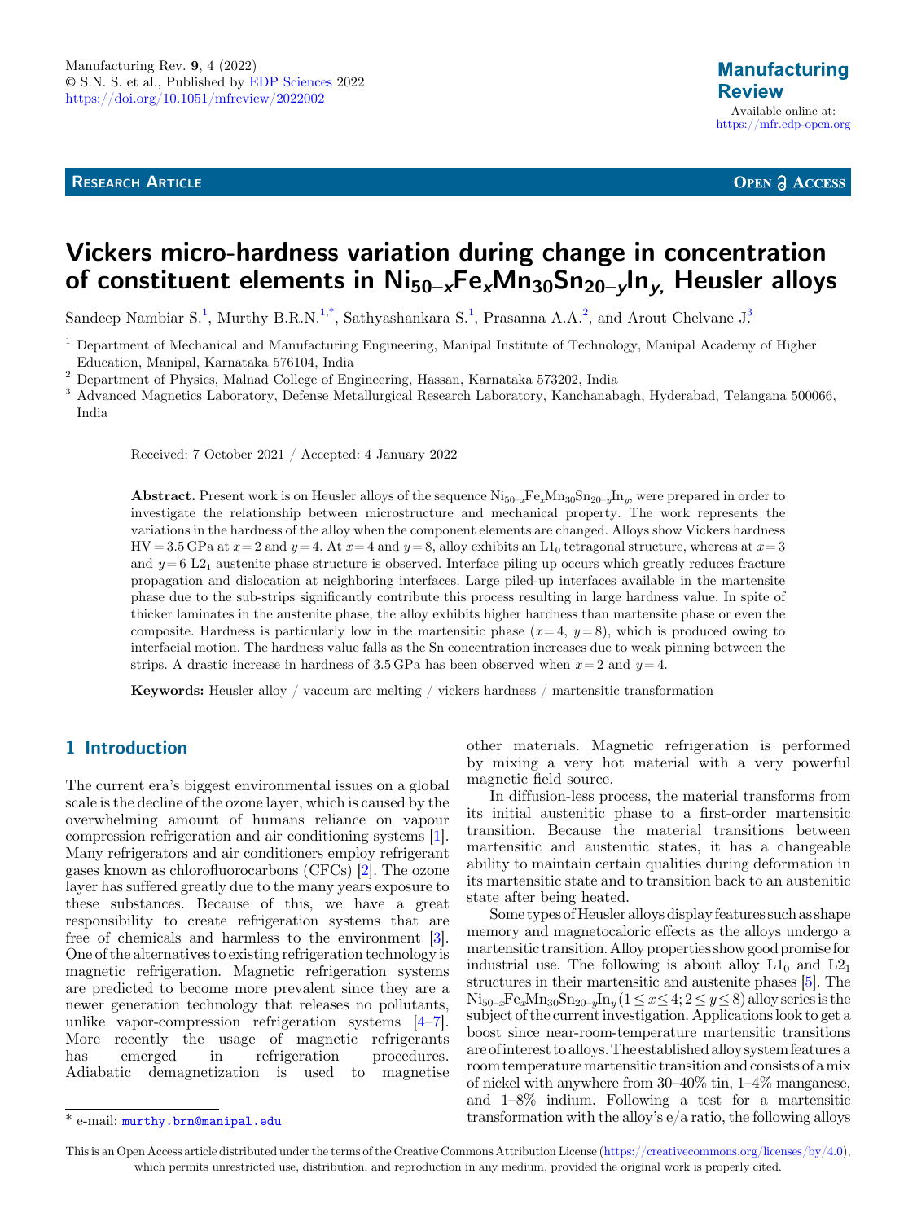Manufacturing Rev. 9, 4 (2022)
© S.N. S. et al., Published by EDP Sciences 2022
https://doi.org/10.1051/mfreview/2022002

**Manufacturing Review**
Available online at:
https://mfr.edp-open.org

RESEARCH ARTICLE — OPEN ACCESS

# Vickers micro-hardness variation during change in concentration of constituent elements in $Ni_{50-x}Fe_xMn_{30}Sn_{20-y}In_y$, Heusler alloys

Sandeep Nambiar S.[1], Murthy B.R.N.[1,*], Sathyashankara S.[1], Prasanna A.A.[2], and Arout Chelvane J.[3]

[1] Department of Mechanical and Manufacturing Engineering, Manipal Institute of Technology, Manipal Academy of Higher Education, Manipal, Karnataka 576104, India

[2] Department of Physics, Malnad College of Engineering, Hassan, Karnataka 573202, India

[3] Advanced Magnetics Laboratory, Defense Metallurgical Research Laboratory, Kanchanabagh, Hyderabad, Telangana 500066, India

Received: 7 October 2021 / Accepted: 4 January 2022

**Abstract.** Present work is on Heusler alloys of the sequence $Ni_{50-x}Fe_xMn_{30}Sn_{20-y}In_y$, were prepared in order to investigate the relationship between microstructure and mechanical property. The work represents the variations in the hardness of the alloy when the component elements are changed. Alloys show Vickers hardness HV = 3.5 GPa at $x=2$ and $y=4$. At $x=4$ and $y=8$, alloy exhibits an $L1_0$ tetragonal structure, whereas at $x=3$ and $y=6$ $L2_1$ austenite phase structure is observed. Interface piling up occurs which greatly reduces fracture propagation and dislocation at neighboring interfaces. Large piled-up interfaces available in the martensite phase due to the sub-strips significantly contribute this process resulting in large hardness value. In spite of thicker laminates in the austenite phase, the alloy exhibits higher hardness than martensite phase or even the composite. Hardness is particularly low in the martensitic phase ($x=4$, $y=8$), which is produced owing to interfacial motion. The hardness value falls as the Sn concentration increases due to weak pinning between the strips. A drastic increase in hardness of 3.5 GPa has been observed when $x=2$ and $y=4$.

**Keywords:** Heusler alloy / vaccum arc melting / vickers hardness / martensitic transformation

## 1 Introduction

The current era's biggest environmental issues on a global scale is the decline of the ozone layer, which is caused by the overwhelming amount of humans reliance on vapour compression refrigeration and air conditioning systems [1]. Many refrigerators and air conditioners employ refrigerant gases known as chlorofluorocarbons (CFCs) [2]. The ozone layer has suffered greatly due to the many years exposure to these substances. Because of this, we have a great responsibility to create refrigeration systems that are free of chemicals and harmless to the environment [3]. One of the alternatives to existing refrigeration technology is magnetic refrigeration. Magnetic refrigeration systems are predicted to become more prevalent since they are a newer generation technology that releases no pollutants, unlike vapor-compression refrigeration systems [4–7]. More recently the usage of magnetic refrigerants has emerged in refrigeration procedures. Adiabatic demagnetization is used to magnetise other materials. Magnetic refrigeration is performed by mixing a very hot material with a very powerful magnetic field source.

In diffusion-less process, the material transforms from its initial austenitic phase to a first-order martensitic transition. Because the material transitions between martensitic and austenitic states, it has a changeable ability to maintain certain qualities during deformation in its martensitic state and to transition back to an austenitic state after being heated.

Some types of Heusler alloys display features such as shape memory and magnetocaloric effects as the alloys undergo a martensitic transition. Alloy properties show good promise for industrial use. The following is about alloy $L1_0$ and $L2_1$ structures in their martensitic and austenite phases [5]. The $Ni_{50-x}Fe_xMn_{30}Sn_{20-y}In_y$ ($1 \le x \le 4$; $2 \le y \le 8$) alloy series is the subject of the current investigation. Applications look to get a boost since near-room-temperature martensitic transitions are of interest to alloys. The established alloy system features a room temperature martensitic transition and consists of a mix of nickel with anywhere from 30–40% tin, 1–4% manganese, and 1–8% indium. Following a test for a martensitic transformation with the alloy's e/a ratio, the following alloys

* e-mail: murthy.brn@manipal.edu

This is an Open Access article distributed under the terms of the Creative Commons Attribution License (https://creativecommons.org/licenses/by/4.0), which permits unrestricted use, distribution, and reproduction in any medium, provided the original work is properly cited.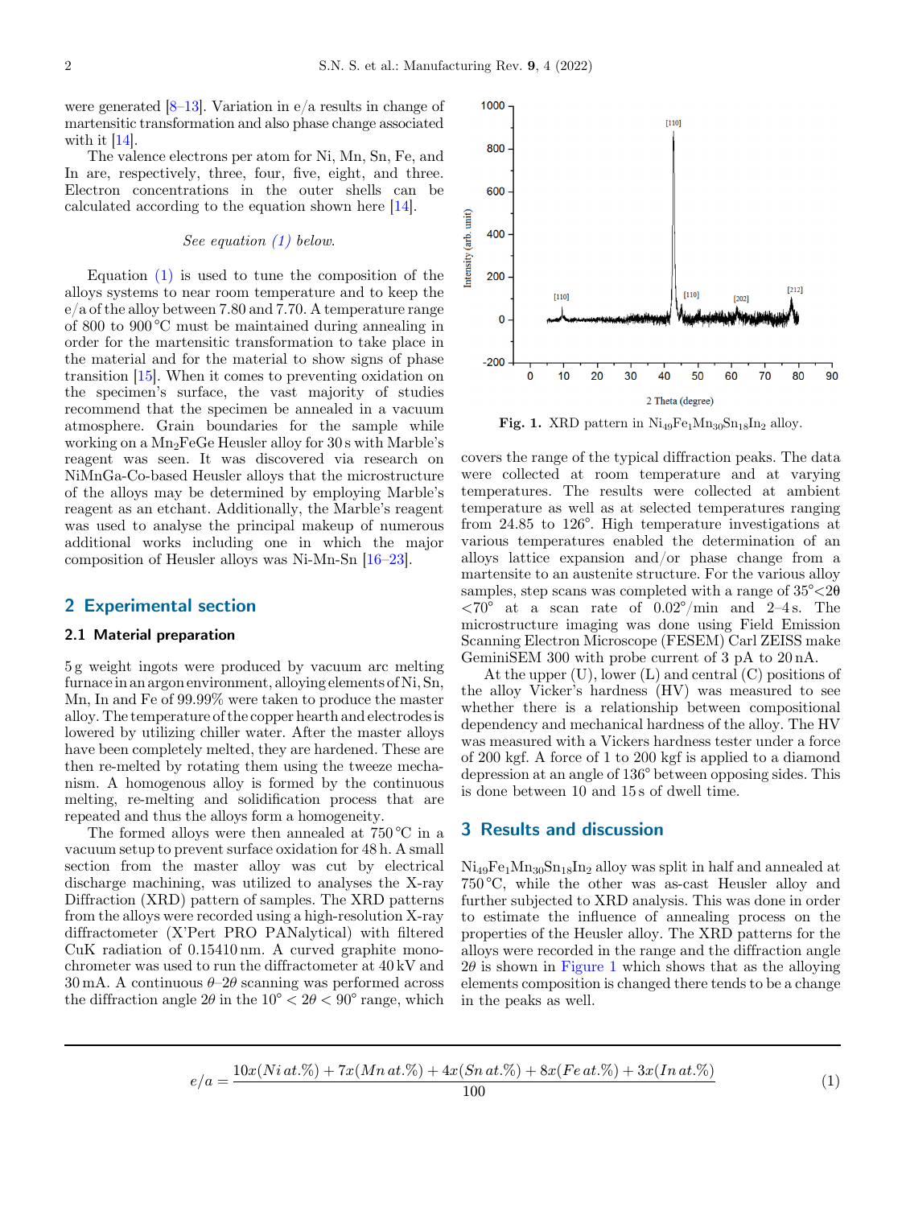were generated [8–13]. Variation in e/a results in change of martensitic transformation and also phase change associated with it [14].

The valence electrons per atom for Ni, Mn, Sn, Fe, and In are, respectively, three, four, five, eight, and three. Electron concentrations in the outer shells can be calculated according to the equation shown here [14].

*See equation (1) below.*

Equation (1) is used to tune the composition of the alloys systems to near room temperature and to keep the e/a of the alloy between 7.80 and 7.70. A temperature range of 800 to 900 °C must be maintained during annealing in order for the martensitic transformation to take place in the material and for the material to show signs of phase transition [15]. When it comes to preventing oxidation on the specimen's surface, the vast majority of studies recommend that the specimen be annealed in a vacuum atmosphere. Grain boundaries for the sample while working on a $Mn_2FeGe$ Heusler alloy for 30 s with Marble's reagent was seen. It was discovered via research on NiMnGa-Co-based Heusler alloys that the microstructure of the alloys may be determined by employing Marble's reagent as an etchant. Additionally, the Marble's reagent was used to analyse the principal makeup of numerous additional works including one in which the major composition of Heusler alloys was Ni-Mn-Sn [16–23].

## 2 Experimental section

### 2.1 Material preparation

5 g weight ingots were produced by vacuum arc melting furnace in an argon environment, alloying elements of Ni, Sn, Mn, In and Fe of 99.99% were taken to produce the master alloy. The temperature of the copper hearth and electrodes is lowered by utilizing chiller water. After the master alloys have been completely melted, they are hardened. These are then re-melted by rotating them using the tweeze mechanism. A homogenous alloy is formed by the continuous melting, re-melting and solidification process that are repeated and thus the alloys form a homogeneity.

The formed alloys were then annealed at 750 °C in a vacuum setup to prevent surface oxidation for 48 h. A small section from the master alloy was cut by electrical discharge machining, was utilized to analyses the X-ray Diffraction (XRD) pattern of samples. The XRD patterns from the alloys were recorded using a high-resolution X-ray diffractometer (X'Pert PRO PANalytical) with filtered CuK radiation of 0.15410 nm. A curved graphite monochrometer was used to run the diffractometer at 40 kV and 30 mA. A continuous $\theta$–$2\theta$ scanning was performed across the diffraction angle $2\theta$ in the $10° < 2\theta < 90°$ range, which covers the range of the typical diffraction peaks. The data were collected at room temperature and at varying temperatures. The results were collected at ambient temperature as well as at selected temperatures ranging from 24.85 to 126°. High temperature investigations at various temperatures enabled the determination of an alloys lattice expansion and/or phase change from a martensite to an austenite structure. For the various alloy samples, step scans was completed with a range of $35°<2\theta <70°$ at a scan rate of 0.02°/min and 2–4 s. The microstructure imaging was done using Field Emission Scanning Electron Microscope (FESEM) Carl ZEISS make GeminiSEM 300 with probe current of 3 pA to 20 nA.

At the upper (U), lower (L) and central (C) positions of the alloy Vicker's hardness (HV) was measured to see whether there is a relationship between compositional dependency and mechanical hardness of the alloy. The HV was measured with a Vickers hardness tester under a force of 200 kgf. A force of 1 to 200 kgf is applied to a diamond depression at an angle of 136° between opposing sides. This is done between 10 and 15 s of dwell time.

**Fig. 1.** XRD pattern in $Ni_{49}Fe_1Mn_{30}Sn_{18}In_2$ alloy.

## 3 Results and discussion

$Ni_{49}Fe_1Mn_{30}Sn_{18}In_2$ alloy was split in half and annealed at 750 °C, while the other was as-cast Heusler alloy and further subjected to XRD analysis. This was done in order to estimate the influence of annealing process on the properties of the Heusler alloy. The XRD patterns for the alloys were recorded in the range and the diffraction angle $2\theta$ is shown in Figure 1 which shows that as the alloying elements composition is changed there tends to be a change in the peaks as well.

$$e/a = \frac{10x(Ni\,at.\%) + 7x(Mn\,at.\%) + 4x(Sn\,at.\%) + 8x(Fe\,at.\%) + 3x(In\,at.\%)}{100} \tag{1}$$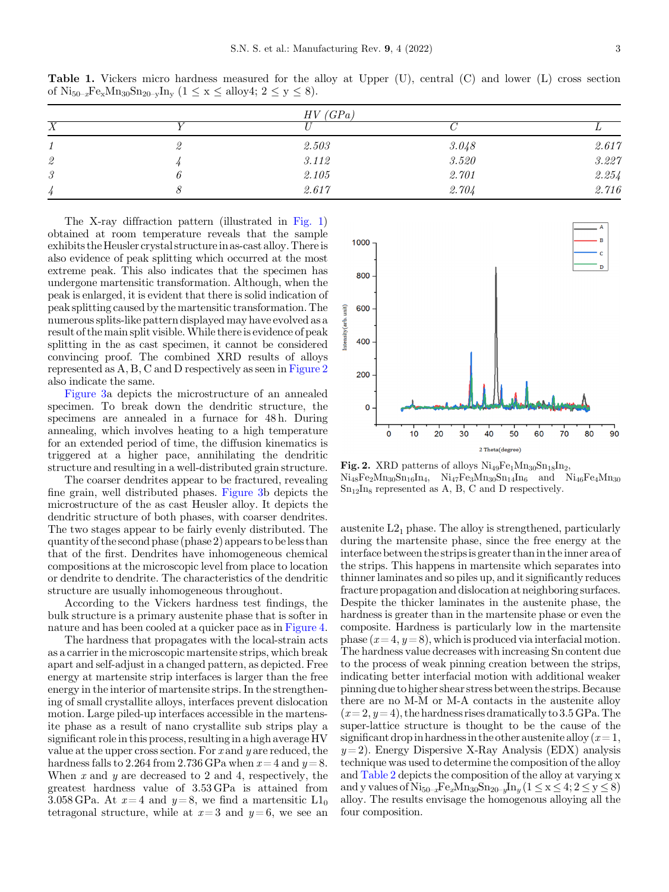**Table 1.** Vickers micro hardness measured for the alloy at Upper (U), central (C) and lower (L) cross section of $Ni_{50-x}Fe_xMn_{30}Sn_{20-y}In_y$ ($1 \leq x \leq$ alloy4; $2 \leq y \leq 8$).

| | | *HV (GPa)* | | |
|---|---|---|---|---|
| *X* | *Y* | *U* | *C* | *L* |
| *1* | *2* | *2.503* | *3.048* | *2.617* |
| *2* | *4* | *3.112* | *3.520* | *3.227* |
| *3* | *6* | *2.105* | *2.701* | *2.254* |
| *4* | *8* | *2.617* | *2.704* | *2.716* |

The X-ray diffraction pattern (illustrated in Fig. 1) obtained at room temperature reveals that the sample exhibits the Heusler crystal structure in as-cast alloy. There is also evidence of peak splitting which occurred at the most extreme peak. This also indicates that the specimen has undergone martensitic transformation. Although, when the peak is enlarged, it is evident that there is solid indication of peak splitting caused by the martensitic transformation. The numerous splits-like pattern displayed may have evolved as a result of the main split visible. While there is evidence of peak splitting in the as cast specimen, it cannot be considered convincing proof. The combined XRD results of alloys represented as A, B, C and D respectively as seen in Figure 2 also indicate the same.

Figure 3a depicts the microstructure of an annealed specimen. To break down the dendritic structure, the specimens are annealed in a furnace for 48 h. During annealing, which involves heating to a high temperature for an extended period of time, the diffusion kinematics is triggered at a higher pace, annihilating the dendritic structure and resulting in a well-distributed grain structure.

The coarser dendrites appear to be fractured, revealing fine grain, well distributed phases. Figure 3b depicts the microstructure of the as cast Heusler alloy. It depicts the dendritic structure of both phases, with coarser dendrites. The two stages appear to be fairly evenly distributed. The quantity of the second phase (phase 2) appears to be less than that of the first. Dendrites have inhomogeneous chemical compositions at the microscopic level from place to location or dendrite to dendrite. The characteristics of the dendritic structure are usually inhomogeneous throughout.

According to the Vickers hardness test findings, the bulk structure is a primary austenite phase that is softer in nature and has been cooled at a quicker pace as in Figure 4.

The hardness that propagates with the local-strain acts as a carrier in the microscopic martensite strips, which break apart and self-adjust in a changed pattern, as depicted. Free energy at martensite strip interfaces is larger than the free energy in the interior of martensite strips. In the strengthening of small crystallite alloys, interfaces prevent dislocation motion. Large piled-up interfaces accessible in the martensite phase as a result of nano crystallite sub strips play a significant role in this process, resulting in a high average HV value at the upper cross section. For $x$ and $y$ are reduced, the hardness falls to 2.264 from 2.736 GPa when $x = 4$ and $y = 8$. When $x$ and $y$ are decreased to 2 and 4, respectively, the greatest hardness value of 3.53 GPa is attained from 3.058 GPa. At $x = 4$ and $y = 8$, we find a martensitic $L1_0$ tetragonal structure, while at $x = 3$ and $y = 6$, we see an austenite $L2_1$ phase. The alloy is strengthened, particularly during the martensite phase, since the free energy at the interface between the strips is greater than in the inner area of the strips. This happens in martensite which separates into thinner laminates and so piles up, and it significantly reduces fracture propagation and dislocation at neighboring surfaces. Despite the thicker laminates in the austenite phase, the hardness is greater than in the martensite phase or even the composite. Hardness is particularly low in the martensite phase ($x = 4$, $y = 8$), which is produced via interfacial motion. The hardness value decreases with increasing Sn content due to the process of weak pinning creation between the strips, indicating better interfacial motion with additional weaker pinning due to higher shear stress between the strips. Because there are no M-M or M-A contacts in the austenite alloy ($x = 2$, $y = 4$), the hardness rises dramatically to 3.5 GPa. The super-lattice structure is thought to be the cause of the significant drop in hardness in the other austenite alloy ($x = 1$, $y = 2$). Energy Dispersive X-Ray Analysis (EDX) analysis technique was used to determine the composition of the alloy and Table 2 depicts the composition of the alloy at varying x and y values of $Ni_{50-x}Fe_xMn_{30}Sn_{20-y}In_y$ ($1 \leq x \leq 4$; $2 \leq y \leq 8$) alloy. The results envisage the homogenous alloying all the four composition.

**Fig. 2.** XRD patterns of alloys $Ni_{49}Fe_1Mn_{30}Sn_{18}In_2$, $Ni_{48}Fe_2Mn_{30}Sn_{16}In_4$, $Ni_{47}Fe_3Mn_{30}Sn_{14}In_6$ and $Ni_{46}Fe_4Mn_{30}Sn_{12}In_8$ represented as A, B, C and D respectively.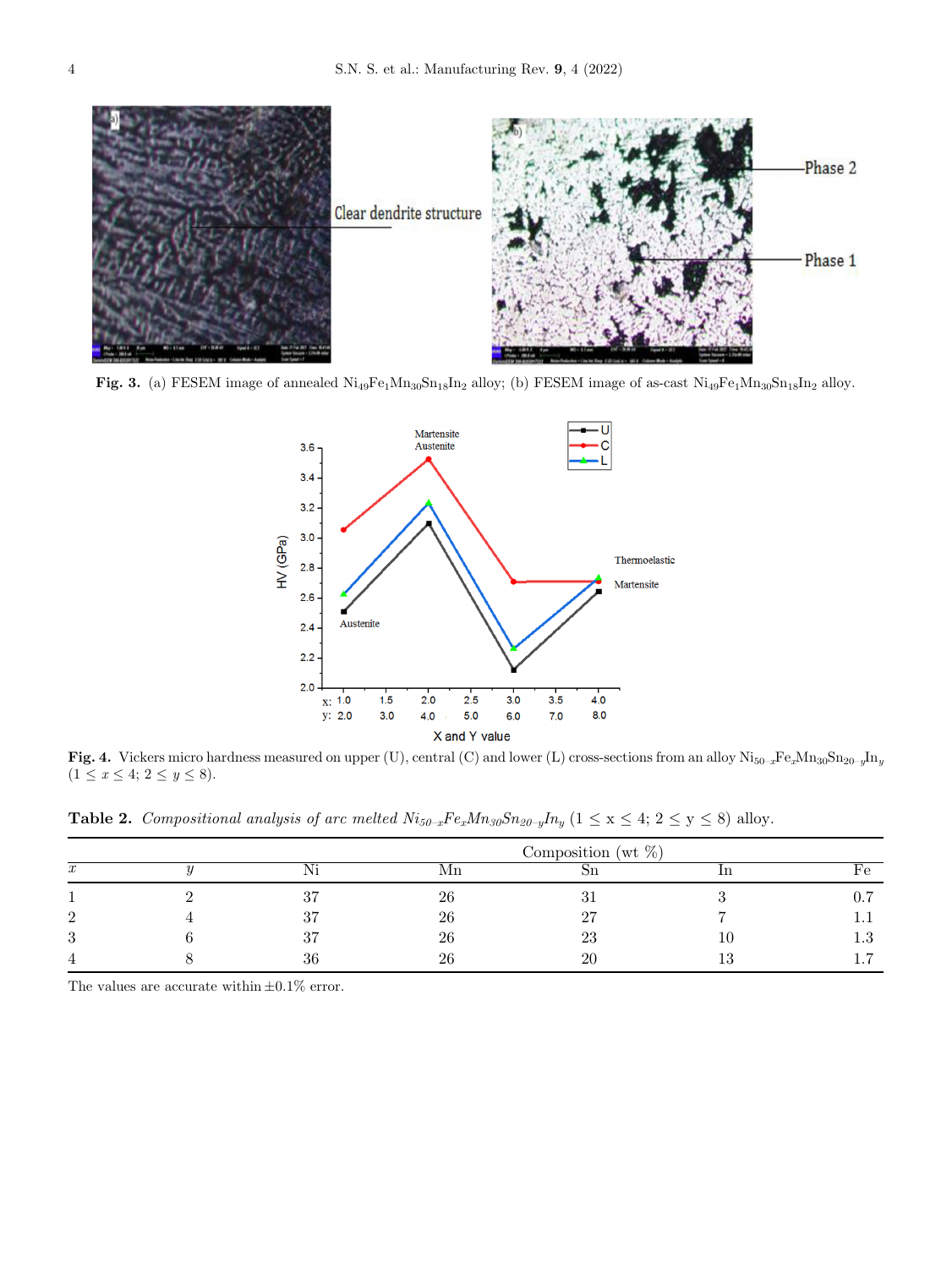**Fig. 3.** (a) FESEM image of annealed $Ni_{49}Fe_1Mn_{30}Sn_{18}In_2$ alloy; (b) FESEM image of as-cast $Ni_{49}Fe_1Mn_{30}Sn_{18}In_2$ alloy.

**Fig. 4.** Vickers micro hardness measured on upper (U), central (C) and lower (L) cross-sections from an alloy $Ni_{50-x}Fe_xMn_{30}Sn_{20-y}In_y$ ($1 \le x \le 4$; $2 \le y \le 8$).

**Table 2.** *Compositional analysis of arc melted* $Ni_{50-x}Fe_xMn_{30}Sn_{20-y}In_y$ ($1 \le x \le 4$; $2 \le y \le 8$) alloy.

| | | Composition (wt %) | | | | |
|---|---|---|---|---|---|---|
| $x$ | $y$ | Ni | Mn | Sn | In | Fe |
| 1 | 2 | 37 | 26 | 31 | 3 | 0.7 |
| 2 | 4 | 37 | 26 | 27 | 7 | 1.1 |
| 3 | 6 | 37 | 26 | 23 | 10 | 1.3 |
| 4 | 8 | 36 | 26 | 20 | 13 | 1.7 |

The values are accurate within ±0.1% error.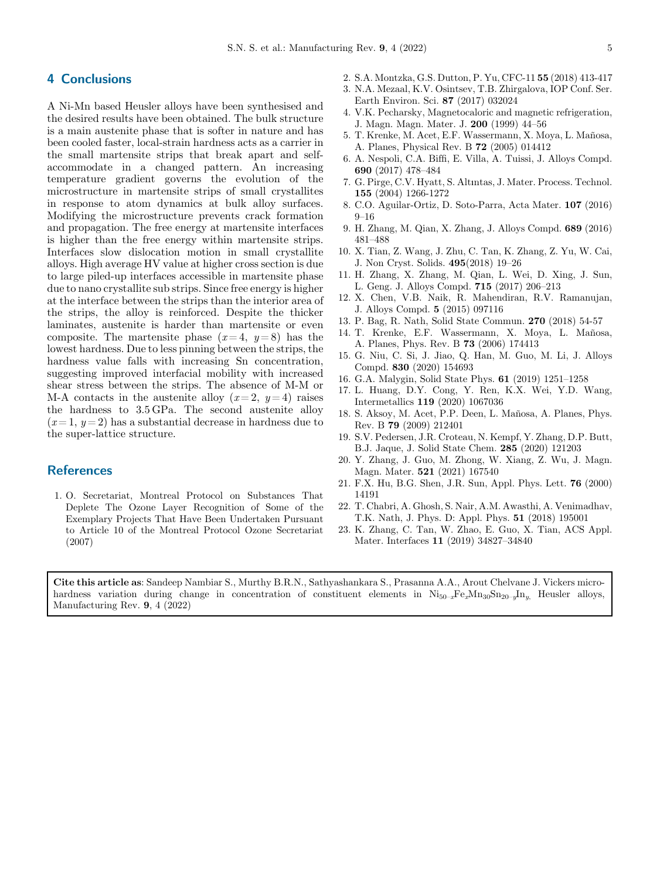## 4 Conclusions

A Ni-Mn based Heusler alloys have been synthesised and the desired results have been obtained. The bulk structure is a main austenite phase that is softer in nature and has been cooled faster, local-strain hardness acts as a carrier in the small martensite strips that break apart and self-accommodate in a changed pattern. An increasing temperature gradient governs the evolution of the microstructure in martensite strips of small crystallites in response to atom dynamics at bulk alloy surfaces. Modifying the microstructure prevents crack formation and propagation. The free energy at martensite interfaces is higher than the free energy within martensite strips. Interfaces slow dislocation motion in small crystallite alloys. High average HV value at higher cross section is due to large piled-up interfaces accessible in martensite phase due to nano crystallite sub strips. Since free energy is higher at the interface between the strips than the interior area of the strips, the alloy is reinforced. Despite the thicker laminates, austenite is harder than martensite or even composite. The martensite phase ($x = 4$, $y = 8$) has the lowest hardness. Due to less pinning between the strips, the hardness value falls with increasing Sn concentration, suggesting improved interfacial mobility with increased shear stress between the strips. The absence of M-M or M-A contacts in the austenite alloy ($x = 2$, $y = 4$) raises the hardness to 3.5 GPa. The second austenite alloy ($x = 1$, $y = 2$) has a substantial decrease in hardness due to the super-lattice structure.

## References

1. O. Secretariat, Montreal Protocol on Substances That Deplete The Ozone Layer Recognition of Some of the Exemplary Projects That Have Been Undertaken Pursuant to Article 10 of the Montreal Protocol Ozone Secretariat (2007)
2. S.A. Montzka, G.S. Dutton, P. Yu, CFC-11 **55** (2018) 413-417
3. N.A. Mezaal, K.V. Osintsev, T.B. Zhirgalova, IOP Conf. Ser. Earth Environ. Sci. **87** (2017) 032024
4. V.K. Pecharsky, Magnetocaloric and magnetic refrigeration, J. Magn. Magn. Mater. J. **200** (1999) 44–56
5. T. Krenke, M. Acet, E.F. Wassermann, X. Moya, L. Mañosa, A. Planes, Physical Rev. B **72** (2005) 014412
6. A. Nespoli, C.A. Biffi, E. Villa, A. Tuissi, J. Alloys Compd. **690** (2017) 478–484
7. G. Pirge, C.V. Hyatt, S. Altıntas, J. Mater. Process. Technol. **155** (2004) 1266-1272
8. C.O. Aguilar-Ortiz, D. Soto-Parra, Acta Mater. **107** (2016) 9–16
9. H. Zhang, M. Qian, X. Zhang, J. Alloys Compd. **689** (2016) 481–488
10. X. Tian, Z. Wang, J. Zhu, C. Tan, K. Zhang, Z. Yu, W. Cai, J. Non Cryst. Solids. **495**(2018) 19–26
11. H. Zhang, X. Zhang, M. Qian, L. Wei, D. Xing, J. Sun, L. Geng. J. Alloys Compd. **715** (2017) 206–213
12. X. Chen, V.B. Naik, R. Mahendiran, R.V. Ramanujan, J. Alloys Compd. **5** (2015) 097116
13. P. Bag, R. Nath, Solid State Commun. **270** (2018) 54-57
14. T. Krenke, E.F. Wassermann, X. Moya, L. Mañosa, A. Planes, Phys. Rev. B **73** (2006) 174413
15. G. Niu, C. Si, J. Jiao, Q. Han, M. Guo, M. Li, J. Alloys Compd. **830** (2020) 154693
16. G.A. Malygin, Solid State Phys. **61** (2019) 1251–1258
17. L. Huang, D.Y. Cong, Y. Ren, K.X. Wei, Y.D. Wang, Intermetallics **119** (2020) 1067036
18. S. Aksoy, M. Acet, P.P. Deen, L. Mañosa, A. Planes, Phys. Rev. B **79** (2009) 212401
19. S.V. Pedersen, J.R. Croteau, N. Kempf, Y. Zhang, D.P. Butt, B.J. Jaque, J. Solid State Chem. **285** (2020) 121203
20. Y. Zhang, J. Guo, M. Zhong, W. Xiang, Z. Wu, J. Magn. Magn. Mater. **521** (2021) 167540
21. F.X. Hu, B.G. Shen, J.R. Sun, Appl. Phys. Lett. **76** (2000) 14191
22. T. Chabri, A. Ghosh, S. Nair, A.M. Awasthi, A. Venimadhav, T.K. Nath, J. Phys. D: Appl. Phys. **51** (2018) 195001
23. K. Zhang, C. Tan, W. Zhao, E. Guo, X. Tian, ACS Appl. Mater. Interfaces **11** (2019) 34827–34840

**Cite this article as**: Sandeep Nambiar S., Murthy B.R.N., Sathyashankara S., Prasanna A.A., Arout Chelvane J. Vickers micro-hardness variation during change in concentration of constituent elements in $Ni_{50-x}Fe_xMn_{30}Sn_{20-y}In_y$ Heusler alloys, Manufacturing Rev. **9**, 4 (2022)